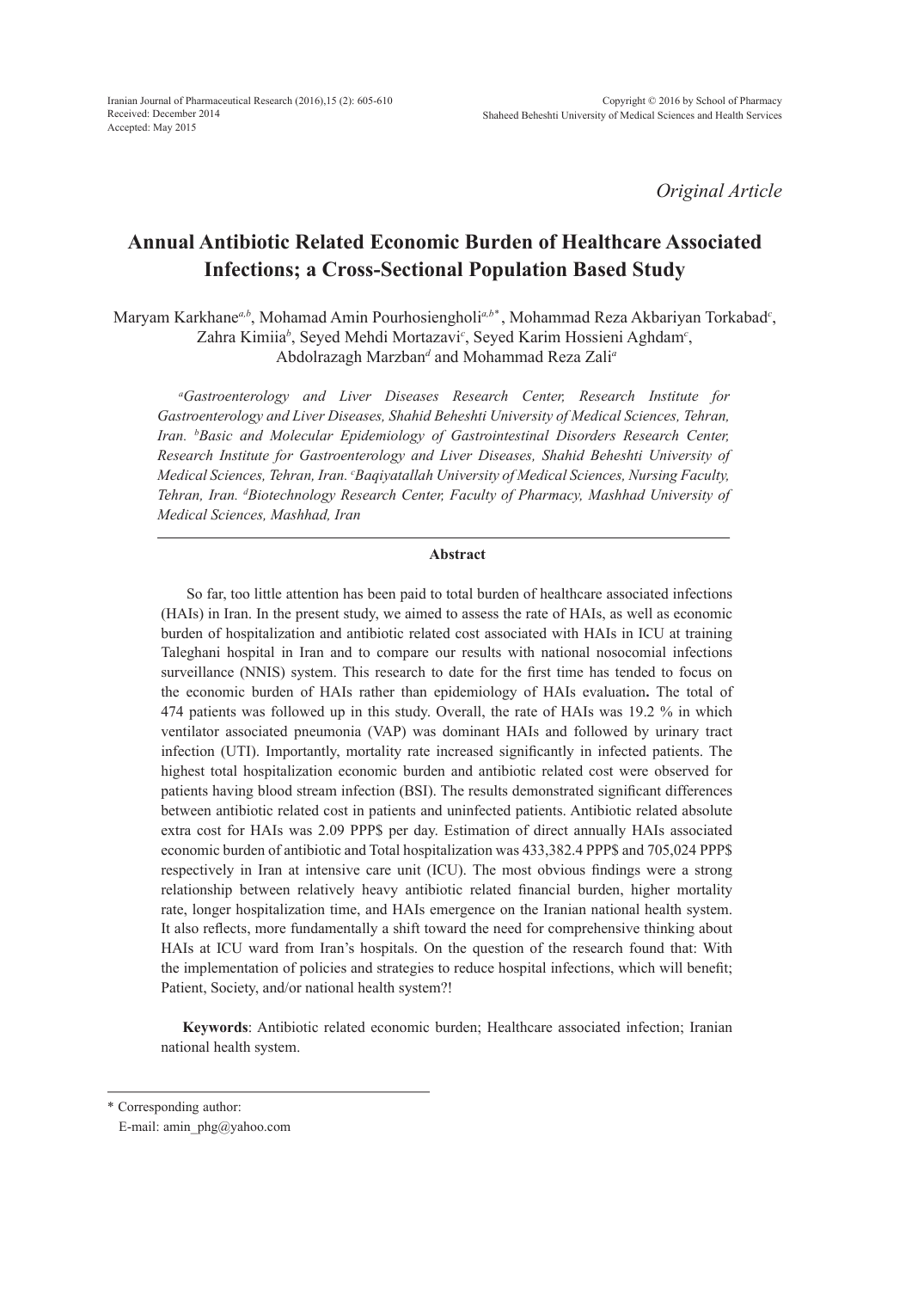*Original Article*

# Annual Antibiotic Related Economic Burden of Healthcare Associated Infections; a Cross-Sectional Population Based Study

Maryam Karkhane[a,b], Mohamad Amin Pourhosiengholi[a,b*], Mohammad Reza Akbariyan Torkabad[c], Zahra Kimiia[b], Seyed Mehdi Mortazavi[c], Seyed Karim Hossieni Aghdam[c], Abdolrazagh Marzban[d] and Mohammad Reza Zali[a]

*[a]Gastroenterology and Liver Diseases Research Center, Research Institute for Gastroenterology and Liver Diseases, Shahid Beheshti University of Medical Sciences, Tehran, Iran. [b]Basic and Molecular Epidemiology of Gastrointestinal Disorders Research Center, Research Institute for Gastroenterology and Liver Diseases, Shahid Beheshti University of Medical Sciences, Tehran, Iran. [c]Baqiyatallah University of Medical Sciences, Nursing Faculty, Tehran, Iran. [d]Biotechnology Research Center, Faculty of Pharmacy, Mashhad University of Medical Sciences, Mashhad, Iran*

## Abstract

So far, too little attention has been paid to total burden of healthcare associated infections (HAIs) in Iran. In the present study, we aimed to assess the rate of HAIs, as well as economic burden of hospitalization and antibiotic related cost associated with HAIs in ICU at training Taleghani hospital in Iran and to compare our results with national nosocomial infections surveillance (NNIS) system. This research to date for the first time has tended to focus on the economic burden of HAIs rather than epidemiology of HAIs evaluation**.** The total of 474 patients was followed up in this study. Overall, the rate of HAIs was 19.2 % in which ventilator associated pneumonia (VAP) was dominant HAIs and followed by urinary tract infection (UTI). Importantly, mortality rate increased significantly in infected patients. The highest total hospitalization economic burden and antibiotic related cost were observed for patients having blood stream infection (BSI). The results demonstrated significant differences between antibiotic related cost in patients and uninfected patients. Antibiotic related absolute extra cost for HAIs was 2.09 PPP$ per day. Estimation of direct annually HAIs associated economic burden of antibiotic and Total hospitalization was 433,382.4 PPP$ and 705,024 PPP$ respectively in Iran at intensive care unit (ICU). The most obvious findings were a strong relationship between relatively heavy antibiotic related financial burden, higher mortality rate, longer hospitalization time, and HAIs emergence on the Iranian national health system. It also reflects, more fundamentally a shift toward the need for comprehensive thinking about HAIs at ICU ward from Iran's hospitals. On the question of the research found that: With the implementation of policies and strategies to reduce hospital infections, which will benefit; Patient, Society, and/or national health system?!

**Keywords**: Antibiotic related economic burden; Healthcare associated infection; Iranian national health system.

* Corresponding author:
E-mail: amin_phg@yahoo.com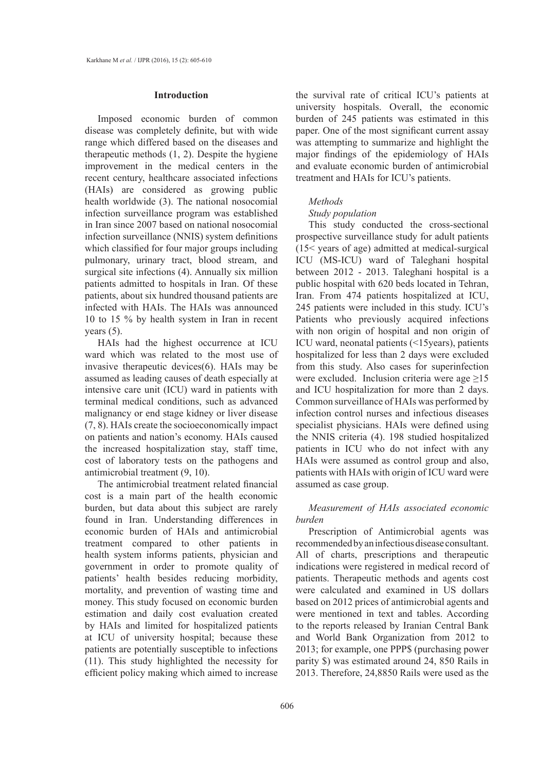## Introduction

Imposed economic burden of common disease was completely definite, but with wide range which differed based on the diseases and therapeutic methods (1, 2). Despite the hygiene improvement in the medical centers in the recent century, healthcare associated infections (HAIs) are considered as growing public health worldwide (3). The national nosocomial infection surveillance program was established in Iran since 2007 based on national nosocomial infection surveillance (NNIS) system definitions which classified for four major groups including pulmonary, urinary tract, blood stream, and surgical site infections (4). Annually six million patients admitted to hospitals in Iran. Of these patients, about six hundred thousand patients are infected with HAIs. The HAIs was announced 10 to 15 % by health system in Iran in recent years (5).

HAIs had the highest occurrence at ICU ward which was related to the most use of invasive therapeutic devices(6). HAIs may be assumed as leading causes of death especially at intensive care unit (ICU) ward in patients with terminal medical conditions, such as advanced malignancy or end stage kidney or liver disease (7, 8). HAIs create the socioeconomically impact on patients and nation's economy. HAIs caused the increased hospitalization stay, staff time, cost of laboratory tests on the pathogens and antimicrobial treatment (9, 10).

The antimicrobial treatment related financial cost is a main part of the health economic burden, but data about this subject are rarely found in Iran. Understanding differences in economic burden of HAIs and antimicrobial treatment compared to other patients in health system informs patients, physician and government in order to promote quality of patients' health besides reducing morbidity, mortality, and prevention of wasting time and money. This study focused on economic burden estimation and daily cost evaluation created by HAIs and limited for hospitalized patients at ICU of university hospital; because these patients are potentially susceptible to infections (11). This study highlighted the necessity for efficient policy making which aimed to increase the survival rate of critical ICU's patients at university hospitals. Overall, the economic burden of 245 patients was estimated in this paper. One of the most significant current assay was attempting to summarize and highlight the major findings of the epidemiology of HAIs and evaluate economic burden of antimicrobial treatment and HAIs for ICU's patients.

### *Methods*

#### *Study population*

This study conducted the cross-sectional prospective surveillance study for adult patients (15< years of age) admitted at medical-surgical ICU (MS-ICU) ward of Taleghani hospital between 2012 - 2013. Taleghani hospital is a public hospital with 620 beds located in Tehran, Iran. From 474 patients hospitalized at ICU, 245 patients were included in this study. ICU's Patients who previously acquired infections with non origin of hospital and non origin of ICU ward, neonatal patients (<15years), patients hospitalized for less than 2 days were excluded from this study. Also cases for superinfection were excluded. Inclusion criteria were age ≥15 and ICU hospitalization for more than 2 days. Common surveillance of HAIs was performed by infection control nurses and infectious diseases specialist physicians. HAIs were defined using the NNIS criteria (4). 198 studied hospitalized patients in ICU who do not infect with any HAIs were assumed as control group and also, patients with HAIs with origin of ICU ward were assumed as case group.

#### *Measurement of HAIs associated economic burden*

Prescription of Antimicrobial agents was recommended by an infectious disease consultant. All of charts, prescriptions and therapeutic indications were registered in medical record of patients. Therapeutic methods and agents cost were calculated and examined in US dollars based on 2012 prices of antimicrobial agents and were mentioned in text and tables. According to the reports released by Iranian Central Bank and World Bank Organization from 2012 to 2013; for example, one PPP$ (purchasing power parity $) was estimated around 24, 850 Rails in 2013. Therefore, 24,8850 Rails were used as the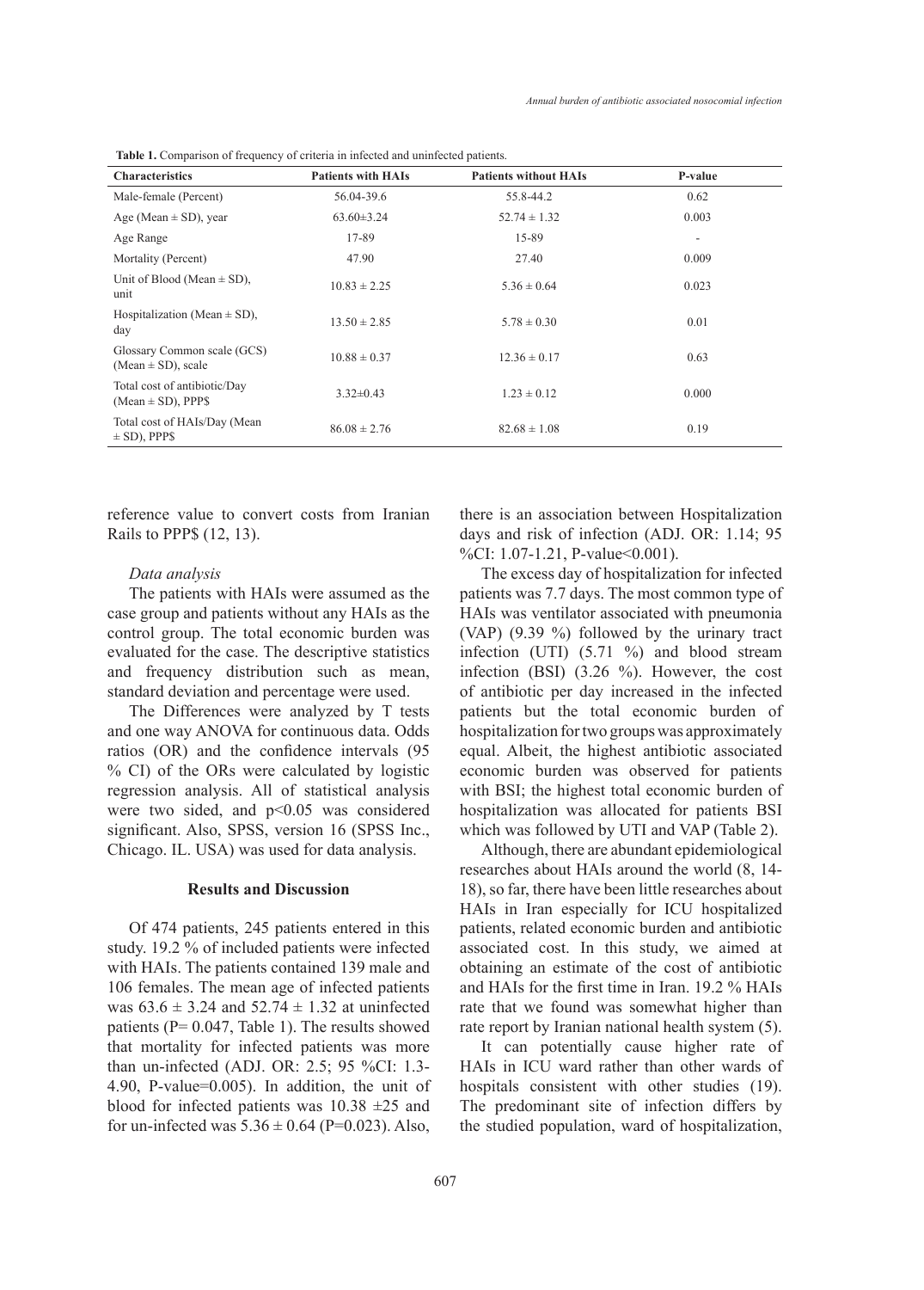**Table 1.** Comparison of frequency of criteria in infected and uninfected patients.

| Characteristics | Patients with HAIs | Patients without HAIs | P-value |
|---|---|---|---|
| Male-female (Percent) | 56.04-39.6 | 55.8-44.2 | 0.62 |
| Age (Mean ± SD), year | 63.60±3.24 | 52.74 ± 1.32 | 0.003 |
| Age Range | 17-89 | 15-89 | - |
| Mortality (Percent) | 47.90 | 27.40 | 0.009 |
| Unit of Blood (Mean ± SD), unit | 10.83 ± 2.25 | 5.36 ± 0.64 | 0.023 |
| Hospitalization (Mean ± SD), day | 13.50 ± 2.85 | 5.78 ± 0.30 | 0.01 |
| Glossary Common scale (GCS) (Mean ± SD), scale | 10.88 ± 0.37 | 12.36 ± 0.17 | 0.63 |
| Total cost of antibiotic/Day (Mean ± SD), PPP$ | 3.32±0.43 | 1.23 ± 0.12 | 0.000 |
| Total cost of HAIs/Day (Mean ± SD), PPP$ | 86.08 ± 2.76 | 82.68 ± 1.08 | 0.19 |

reference value to convert costs from Iranian Rails to PPP$ (12, 13).

*Data analysis*

The patients with HAIs were assumed as the case group and patients without any HAIs as the control group. The total economic burden was evaluated for the case. The descriptive statistics and frequency distribution such as mean, standard deviation and percentage were used.

The Differences were analyzed by T tests and one way ANOVA for continuous data. Odds ratios (OR) and the confidence intervals (95 % CI) of the ORs were calculated by logistic regression analysis. All of statistical analysis were two sided, and $p<0.05$ was considered significant. Also, SPSS, version 16 (SPSS Inc., Chicago. IL. USA) was used for data analysis.

## Results and Discussion

Of 474 patients, 245 patients entered in this study. 19.2 % of included patients were infected with HAIs. The patients contained 139 male and 106 females. The mean age of infected patients was 63.6 ± 3.24 and 52.74 ± 1.32 at uninfected patients (P= 0.047, Table 1). The results showed that mortality for infected patients was more than un-infected (ADJ. OR: 2.5; 95 %CI: 1.3-4.90, P-value=0.005). In addition, the unit of blood for infected patients was 10.38 ±25 and for un-infected was 5.36 ± 0.64 (P=0.023). Also, there is an association between Hospitalization days and risk of infection (ADJ. OR: 1.14; 95 %CI: 1.07-1.21, P-value<0.001).

The excess day of hospitalization for infected patients was 7.7 days. The most common type of HAIs was ventilator associated with pneumonia (VAP) (9.39 %) followed by the urinary tract infection (UTI) (5.71 %) and blood stream infection (BSI) (3.26 %). However, the cost of antibiotic per day increased in the infected patients but the total economic burden of hospitalization for two groups was approximately equal. Albeit, the highest antibiotic associated economic burden was observed for patients with BSI; the highest total economic burden of hospitalization was allocated for patients BSI which was followed by UTI and VAP (Table 2).

Although, there are abundant epidemiological researches about HAIs around the world (8, 14-18), so far, there have been little researches about HAIs in Iran especially for ICU hospitalized patients, related economic burden and antibiotic associated cost. In this study, we aimed at obtaining an estimate of the cost of antibiotic and HAIs for the first time in Iran. 19.2 % HAIs rate that we found was somewhat higher than rate report by Iranian national health system (5).

It can potentially cause higher rate of HAIs in ICU ward rather than other wards of hospitals consistent with other studies (19). The predominant site of infection differs by the studied population, ward of hospitalization,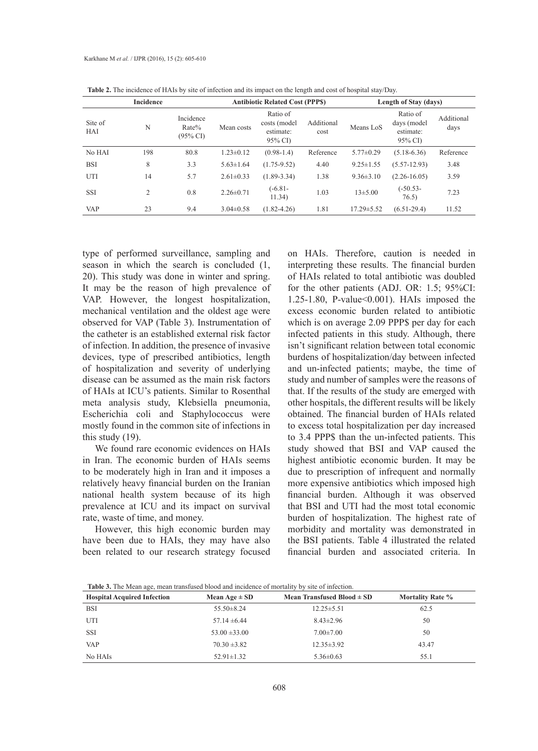**Table 2.** The incidence of HAIs by site of infection and its impact on the length and cost of hospital stay/Day.

| Incidence | | | Antibiotic Related Cost (PPP$) | | | Length of Stay (days) | | |
|---|---|---|---|---|---|---|---|---|
| Site of HAI | N | Incidence Rate% (95% CI) | Mean costs | Ratio of costs (model estimate: 95% CI) | Additional cost | Means LoS | Ratio of days (model estimate: 95% CI) | Additional days |
| No HAI | 198 | 80.8 | 1.23±0.12 | (0.98-1.4) | Reference | 5.77±0.29 | (5.18-6.36) | Reference |
| BSI | 8 | 3.3 | 5.63±1.64 | (1.75-9.52) | 4.40 | 9.25±1.55 | (5.57-12.93) | 3.48 |
| UTI | 14 | 5.7 | 2.61±0.33 | (1.89-3.34) | 1.38 | 9.36±3.10 | (2.26-16.05) | 3.59 |
| SSI | 2 | 0.8 | 2.26±0.71 | (-6.81-11.34) | 1.03 | 13±5.00 | (-50.53-76.5) | 7.23 |
| VAP | 23 | 9.4 | 3.04±0.58 | (1.82-4.26) | 1.81 | 17.29±5.52 | (6.51-29.4) | 11.52 |

type of performed surveillance, sampling and season in which the search is concluded (1, 20). This study was done in winter and spring. It may be the reason of high prevalence of VAP. However, the longest hospitalization, mechanical ventilation and the oldest age were observed for VAP (Table 3). Instrumentation of the catheter is an established external risk factor of infection. In addition, the presence of invasive devices, type of prescribed antibiotics, length of hospitalization and severity of underlying disease can be assumed as the main risk factors of HAIs at ICU's patients. Similar to Rosenthal meta analysis study, Klebsiella pneumonia, Escherichia coli and Staphylococcus were mostly found in the common site of infections in this study (19).

We found rare economic evidences on HAIs in Iran. The economic burden of HAIs seems to be moderately high in Iran and it imposes a relatively heavy financial burden on the Iranian national health system because of its high prevalence at ICU and its impact on survival rate, waste of time, and money.

However, this high economic burden may have been due to HAIs, they may have also been related to our research strategy focused on HAIs. Therefore, caution is needed in interpreting these results. The financial burden of HAIs related to total antibiotic was doubled for the other patients (ADJ. OR: 1.5; 95%CI: 1.25-1.80, P-value<0.001). HAIs imposed the excess economic burden related to antibiotic which is on average 2.09 PPP$ per day for each infected patients in this study. Although, there isn't significant relation between total economic burdens of hospitalization/day between infected and un-infected patients; maybe, the time of study and number of samples were the reasons of that. If the results of the study are emerged with other hospitals, the different results will be likely obtained. The financial burden of HAIs related to excess total hospitalization per day increased to 3.4 PPP$ than the un-infected patients. This study showed that BSI and VAP caused the highest antibiotic economic burden. It may be due to prescription of infrequent and normally more expensive antibiotics which imposed high financial burden. Although it was observed that BSI and UTI had the most total economic burden of hospitalization. The highest rate of morbidity and mortality was demonstrated in the BSI patients. Table 4 illustrated the related financial burden and associated criteria. In

**Table 3.** The Mean age, mean transfused blood and incidence of mortality by site of infection.

| Hospital Acquired Infection | Mean Age ± SD | Mean Transfused Blood ± SD | Mortality Rate % |
|---|---|---|---|
| BSI | 55.50±8.24 | 12.25±5.51 | 62.5 |
| UTI | 57.14 ±6.44 | 8.43±2.96 | 50 |
| SSI | 53.00 ±33.00 | 7.00±7.00 | 50 |
| VAP | 70.30 ±3.82 | 12.35±3.92 | 43.47 |
| No HAIs | 52.91±1.32 | 5.36±0.63 | 55.1 |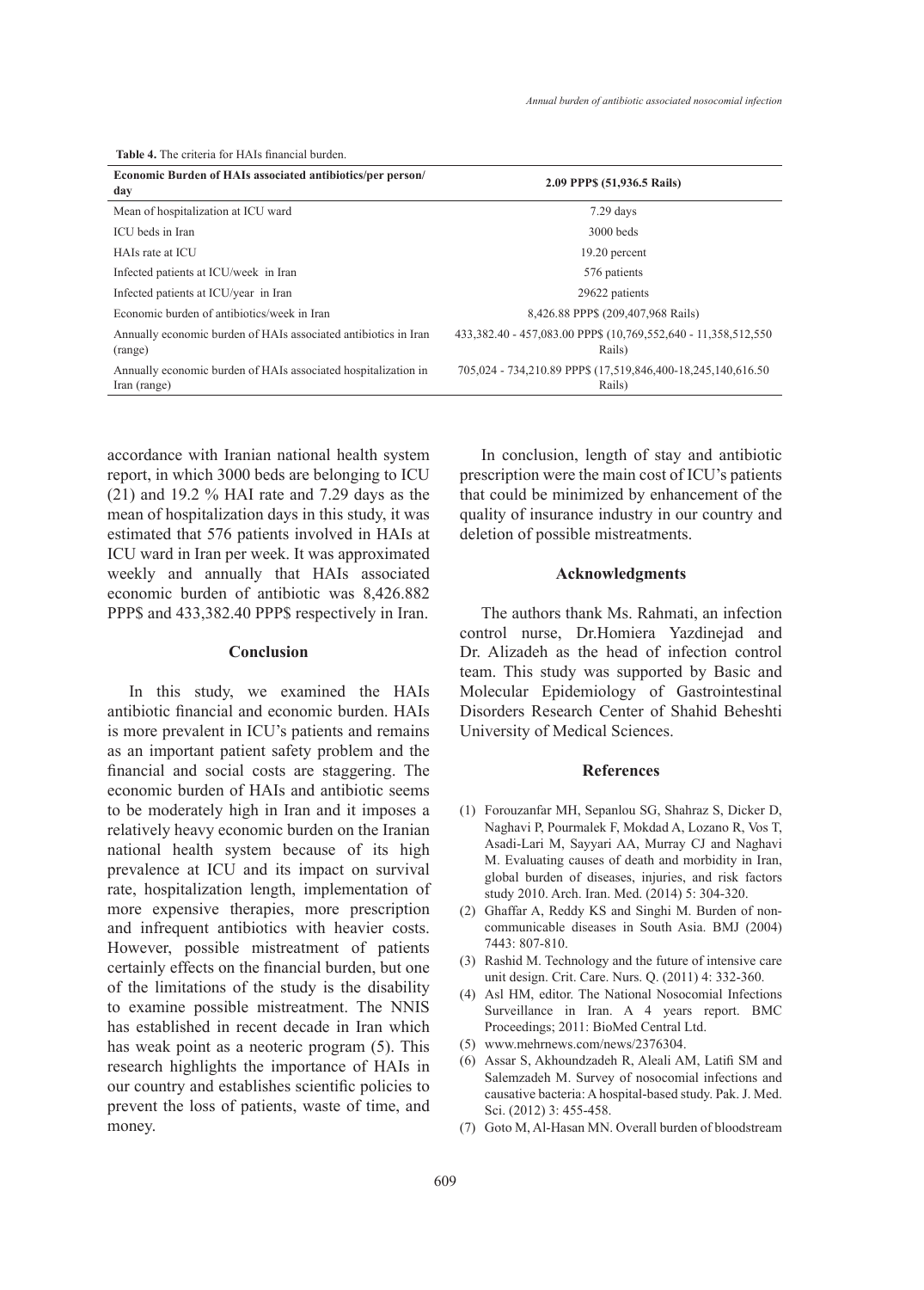**Table 4.** The criteria for HAIs financial burden.

| Economic Burden of HAIs associated antibiotics/per person/day | 2.09 PPP$ (51,936.5 Rails) |
|---|---|
| Mean of hospitalization at ICU ward | 7.29 days |
| ICU beds in Iran | 3000 beds |
| HAIs rate at ICU | 19.20 percent |
| Infected patients at ICU/week in Iran | 576 patients |
| Infected patients at ICU/year in Iran | 29622 patients |
| Economic burden of antibiotics/week in Iran | 8,426.88 PPP$ (209,407,968 Rails) |
| Annually economic burden of HAIs associated antibiotics in Iran (range) | 433,382.40 - 457,083.00 PPP$ (10,769,552,640 - 11,358,512,550 Rails) |
| Annually economic burden of HAIs associated hospitalization in Iran (range) | 705,024 - 734,210.89 PPP$ (17,519,846,400-18,245,140,616.50 Rails) |

accordance with Iranian national health system report, in which 3000 beds are belonging to ICU (21) and 19.2 % HAI rate and 7.29 days as the mean of hospitalization days in this study, it was estimated that 576 patients involved in HAIs at ICU ward in Iran per week. It was approximated weekly and annually that HAIs associated economic burden of antibiotic was 8,426.882 PPP$ and 433,382.40 PPP$ respectively in Iran.

## Conclusion

In this study, we examined the HAIs antibiotic financial and economic burden. HAIs is more prevalent in ICU's patients and remains as an important patient safety problem and the financial and social costs are staggering. The economic burden of HAIs and antibiotic seems to be moderately high in Iran and it imposes a relatively heavy economic burden on the Iranian national health system because of its high prevalence at ICU and its impact on survival rate, hospitalization length, implementation of more expensive therapies, more prescription and infrequent antibiotics with heavier costs. However, possible mistreatment of patients certainly effects on the financial burden, but one of the limitations of the study is the disability to examine possible mistreatment. The NNIS has established in recent decade in Iran which has weak point as a neoteric program (5). This research highlights the importance of HAIs in our country and establishes scientific policies to prevent the loss of patients, waste of time, and money.

In conclusion, length of stay and antibiotic prescription were the main cost of ICU's patients that could be minimized by enhancement of the quality of insurance industry in our country and deletion of possible mistreatments.

## Acknowledgments

The authors thank Ms. Rahmati, an infection control nurse, Dr.Homiera Yazdinejad and Dr. Alizadeh as the head of infection control team. This study was supported by Basic and Molecular Epidemiology of Gastrointestinal Disorders Research Center of Shahid Beheshti University of Medical Sciences.

## References

(1) Forouzanfar MH, Sepanlou SG, Shahraz S, Dicker D, Naghavi P, Pourmalek F, Mokdad A, Lozano R, Vos T, Asadi-Lari M, Sayyari AA, Murray CJ and Naghavi M. Evaluating causes of death and morbidity in Iran, global burden of diseases, injuries, and risk factors study 2010. Arch. Iran. Med. (2014) 5: 304-320.

(2) Ghaffar A, Reddy KS and Singhi M. Burden of non-communicable diseases in South Asia. BMJ (2004) 7443: 807-810.

(3) Rashid M. Technology and the future of intensive care unit design. Crit. Care. Nurs. Q. (2011) 4: 332-360.

(4) Asl HM, editor. The National Nosocomial Infections Surveillance in Iran. A 4 years report. BMC Proceedings; 2011: BioMed Central Ltd.

(5) www.mehrnews.com/news/2376304.

(6) Assar S, Akhoundzadeh R, Aleali AM, Latifi SM and Salemzadeh M. Survey of nosocomial infections and causative bacteria: A hospital-based study. Pak. J. Med. Sci. (2012) 3: 455-458.

(7) Goto M, Al-Hasan MN. Overall burden of bloodstream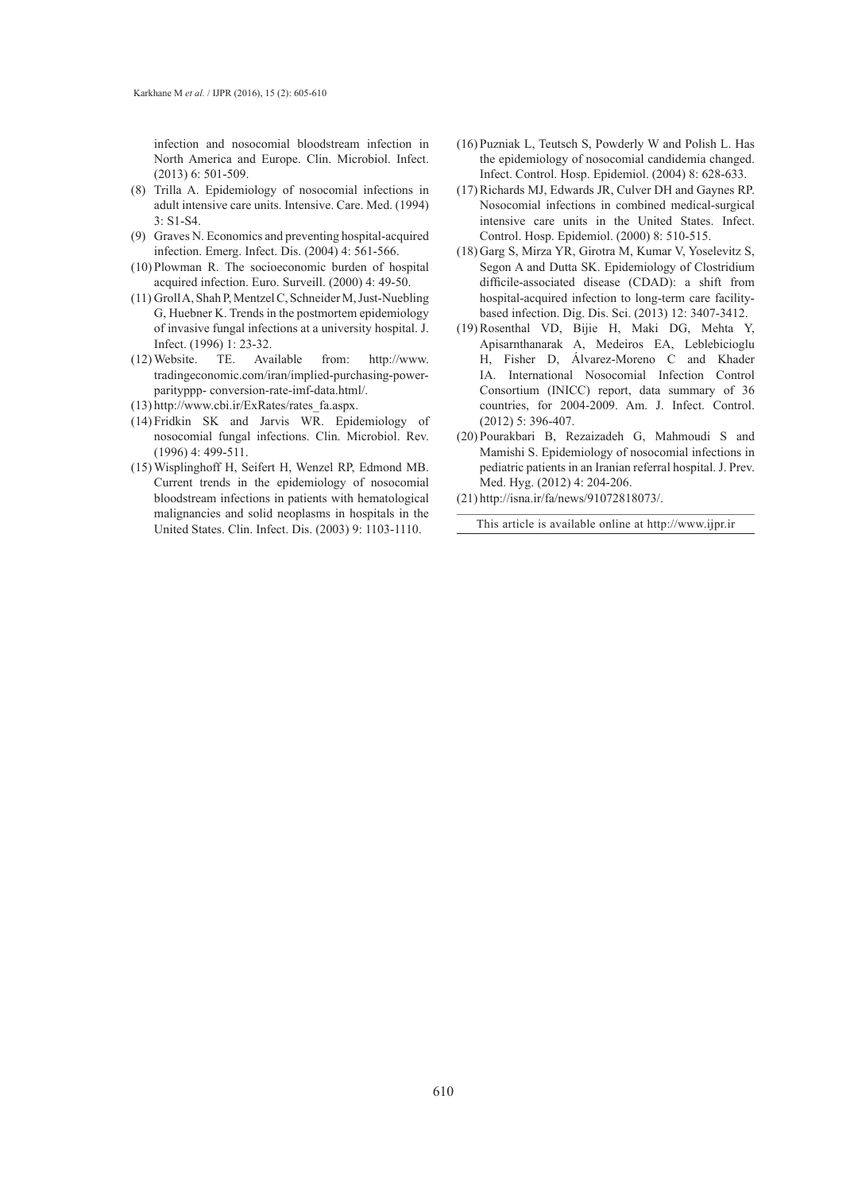infection and nosocomial bloodstream infection in North America and Europe. Clin. Microbiol. Infect. (2013) 6: 501-509.

(8) Trilla A. Epidemiology of nosocomial infections in adult intensive care units. Intensive. Care. Med. (1994) 3: S1-S4.

(9) Graves N. Economics and preventing hospital-acquired infection. Emerg. Infect. Dis. (2004) 4: 561-566.

(10) Plowman R. The socioeconomic burden of hospital acquired infection. Euro. Surveill. (2000) 4: 49-50.

(11) Groll A, Shah P, Mentzel C, Schneider M, Just-Nuebling G, Huebner K. Trends in the postmortem epidemiology of invasive fungal infections at a university hospital. J. Infect. (1996) 1: 23-32.

(12) Website. TE. Available from: http://www.tradingeconomic.com/iran/implied-purchasing-power-parityppp- conversion-rate-imf-data.html/.

(13) http://www.cbi.ir/ExRates/rates_fa.aspx.

(14) Fridkin SK and Jarvis WR. Epidemiology of nosocomial fungal infections. Clin. Microbiol. Rev. (1996) 4: 499-511.

(15) Wisplinghoff H, Seifert H, Wenzel RP, Edmond MB. Current trends in the epidemiology of nosocomial bloodstream infections in patients with hematological malignancies and solid neoplasms in hospitals in the United States. Clin. Infect. Dis. (2003) 9: 1103-1110.

(16) Puzniak L, Teutsch S, Powderly W and Polish L. Has the epidemiology of nosocomial candidemia changed. Infect. Control. Hosp. Epidemiol. (2004) 8: 628-633.

(17) Richards MJ, Edwards JR, Culver DH and Gaynes RP. Nosocomial infections in combined medical-surgical intensive care units in the United States. Infect. Control. Hosp. Epidemiol. (2000) 8: 510-515.

(18) Garg S, Mirza YR, Girotra M, Kumar V, Yoselevitz S, Segon A and Dutta SK. Epidemiology of Clostridium difficile-associated disease (CDAD): a shift from hospital-acquired infection to long-term care facility-based infection. Dig. Dis. Sci. (2013) 12: 3407-3412.

(19) Rosenthal VD, Bijie H, Maki DG, Mehta Y, Apisarnthanarak A, Medeiros EA, Leblebicioglu H, Fisher D, Álvarez-Moreno C and Khader IA. International Nosocomial Infection Control Consortium (INICC) report, data summary of 36 countries, for 2004-2009. Am. J. Infect. Control. (2012) 5: 396-407.

(20) Pourakbari B, Rezaizadeh G, Mahmoudi S and Mamishi S. Epidemiology of nosocomial infections in pediatric patients in an Iranian referral hospital. J. Prev. Med. Hyg. (2012) 4: 204-206.

(21) http://isna.ir/fa/news/91072818073/.

This article is available online at http://www.ijpr.ir